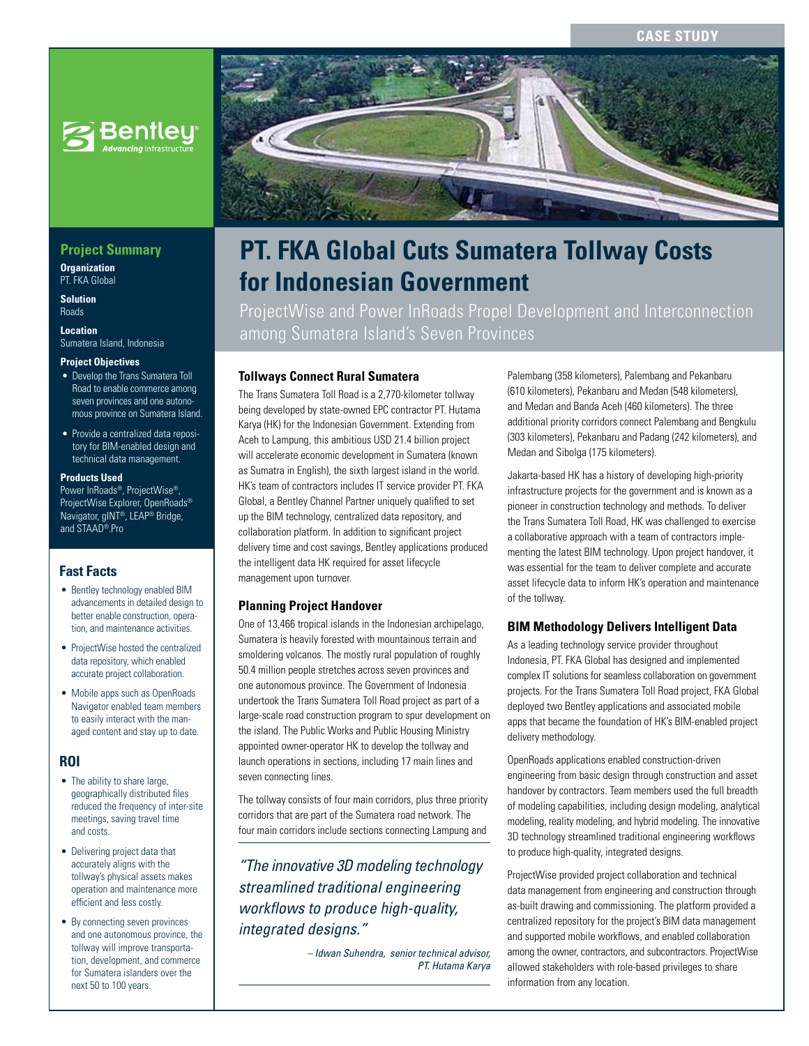CASE STUDY

# PT. FKA Global Cuts Sumatera Tollway Costs for Indonesian Government

ProjectWise and Power InRoads Propel Development and Interconnection among Sumatera Island's Seven Provinces

## Project Summary

**Organization**
PT. FKA Global

**Solution**
Roads

**Location**
Sumatera Island, Indonesia

**Project Objectives**

- Develop the Trans Sumatera Toll Road to enable commerce among seven provinces and one autonomous province on Sumatera Island.
- Provide a centralized data repository for BIM-enabled design and technical data management.

**Products Used**
Power InRoads®, ProjectWise®, ProjectWise Explorer, OpenRoads® Navigator, gINT®, LEAP® Bridge, and STAAD®.Pro

## Fast Facts

- Bentley technology enabled BIM advancements in detailed design to better enable construction, operation, and maintenance activities.
- ProjectWise hosted the centralized data repository, which enabled accurate project collaboration.
- Mobile apps such as OpenRoads Navigator enabled team members to easily interact with the managed content and stay up to date.

## ROI

- The ability to share large, geographically distributed files reduced the frequency of inter-site meetings, saving travel time and costs.
- Delivering project data that accurately aligns with the tollway's physical assets makes operation and maintenance more efficient and less costly.
- By connecting seven provinces and one autonomous province, the tollway will improve transportation, development, and commerce for Sumatera islanders over the next 50 to 100 years.

### Tollways Connect Rural Sumatera

The Trans Sumatera Toll Road is a 2,770-kilometer tollway being developed by state-owned EPC contractor PT. Hutama Karya (HK) for the Indonesian Government. Extending from Aceh to Lampung, this ambitious USD 21.4 billion project will accelerate economic development in Sumatera (known as Sumatra in English), the sixth largest island in the world. HK's team of contractors includes IT service provider PT. FKA Global, a Bentley Channel Partner uniquely qualified to set up the BIM technology, centralized data repository, and collaboration platform. In addition to significant project delivery time and cost savings, Bentley applications produced the intelligent data HK required for asset lifecycle management upon turnover.

### Planning Project Handover

One of 13,466 tropical islands in the Indonesian archipelago, Sumatera is heavily forested with mountainous terrain and smoldering volcanos. The mostly rural population of roughly 50.4 million people stretches across seven provinces and one autonomous province. The Government of Indonesia undertook the Trans Sumatera Toll Road project as part of a large-scale road construction program to spur development on the island. The Public Works and Public Housing Ministry appointed owner-operator HK to develop the tollway and launch operations in sections, including 17 main lines and seven connecting lines.

The tollway consists of four main corridors, plus three priority corridors that are part of the Sumatera road network. The four main corridors include sections connecting Lampung and Palembang (358 kilometers), Palembang and Pekanbaru (610 kilometers), Pekanbaru and Medan (548 kilometers), and Medan and Banda Aceh (460 kilometers). The three additional priority corridors connect Palembang and Bengkulu (303 kilometers), Pekanbaru and Padang (242 kilometers), and Medan and Sibolga (175 kilometers).

*"The innovative 3D modeling technology streamlined traditional engineering workflows to produce high-quality, integrated designs."*

*– Idwan Suhendra, senior technical advisor, PT. Hutama Karya*

Jakarta-based HK has a history of developing high-priority infrastructure projects for the government and is known as a pioneer in construction technology and methods. To deliver the Trans Sumatera Toll Road, HK was challenged to exercise a collaborative approach with a team of contractors implementing the latest BIM technology. Upon project handover, it was essential for the team to deliver complete and accurate asset lifecycle data to inform HK's operation and maintenance of the tollway.

### BIM Methodology Delivers Intelligent Data

As a leading technology service provider throughout Indonesia, PT. FKA Global has designed and implemented complex IT solutions for seamless collaboration on government projects. For the Trans Sumatera Toll Road project, FKA Global deployed two Bentley applications and associated mobile apps that became the foundation of HK's BIM-enabled project delivery methodology.

OpenRoads applications enabled construction-driven engineering from basic design through construction and asset handover by contractors. Team members used the full breadth of modeling capabilities, including design modeling, analytical modeling, reality modeling, and hybrid modeling. The innovative 3D technology streamlined traditional engineering workflows to produce high-quality, integrated designs.

ProjectWise provided project collaboration and technical data management from engineering and construction through as-built drawing and commissioning. The platform provided a centralized repository for the project's BIM data management and supported mobile workflows, and enabled collaboration among the owner, contractors, and subcontractors. ProjectWise allowed stakeholders with role-based privileges to share information from any location.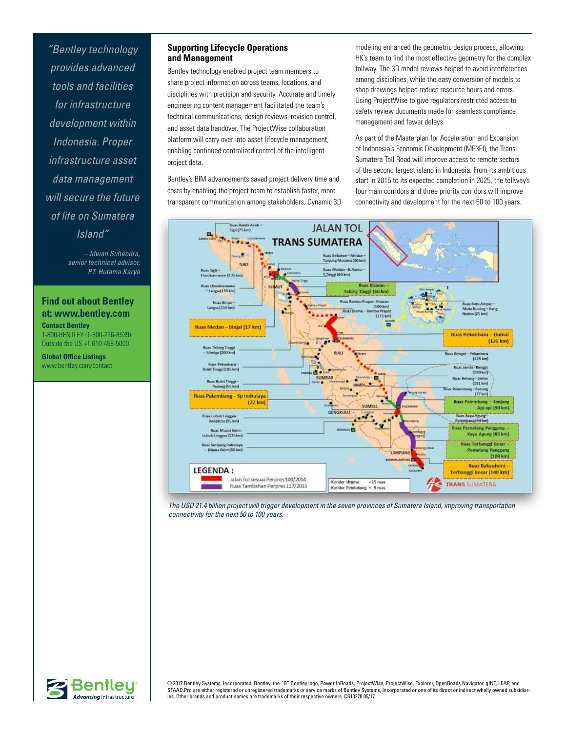*"Bentley technology provides advanced tools and facilities for infrastructure development within Indonesia. Proper infrastructure asset data management will secure the future of life on Sumatera Island"*

*– Idwan Suhendra, senior technical advisor, PT. Hutama Karya*

**Find out about Bentley at: www.bentley.com**

**Contact Bentley**
1-800-BENTLEY (1-800-236-8539)
Outside the US +1 610-458-5000

**Global Office Listings**
www.bentley.com/contact

## Supporting Lifecycle Operations and Management

Bentley technology enabled project team members to share project information across teams, locations, and disciplines with precision and security. Accurate and timely engineering content management facilitated the team's technical communications, design reviews, revision control, and asset data handover. The ProjectWise collaboration platform will carry over into asset lifecycle management, enabling continued centralized control of the intelligent project data.

Bentley's BIM advancements saved project delivery time and costs by enabling the project team to establish faster, more transparent communication among stakeholders. Dynamic 3D modeling enhanced the geometric design process, allowing HK's team to find the most effective geometry for the complex tollway. The 3D model reviews helped to avoid interferences among disciplines, while the easy conversion of models to shop drawings helped reduce resource hours and errors. Using ProjectWise to give regulators restricted access to safety review documents made for seamless compliance management and fewer delays.

As part of the Masterplan for Acceleration and Expansion of Indonesia's Economic Development (MP3EI), the Trans Sumatera Toll Road will improve access to remote sectors of the second largest island in Indonesia. From its ambitious start in 2015 to its expected completion in 2025, the tollway's four main corridors and three priority corridors will improve connectivity and development for the next 50 to 100 years.

JALAN TOL TRANS SUMATERA

*The USD 21.4 billion project will trigger development in the seven provinces of Sumatera Island, improving transportation connectivity for the next 50 to 100 years.*

© 2017 Bentley Systems, Incorporated. Bentley, the "B" Bentley logo, Power InRoads, ProjectWise, ProjectWise, Explorer, OpenRoads Navigator, gINT, LEAP, and STAAD.Pro are either registered or unregistered trademarks or service marks of Bentley Systems, Incorporated or one of its direct or indirect wholly owned subsidiaries. Other brands and product names are trademarks of their respective owners. CS13270 05/17